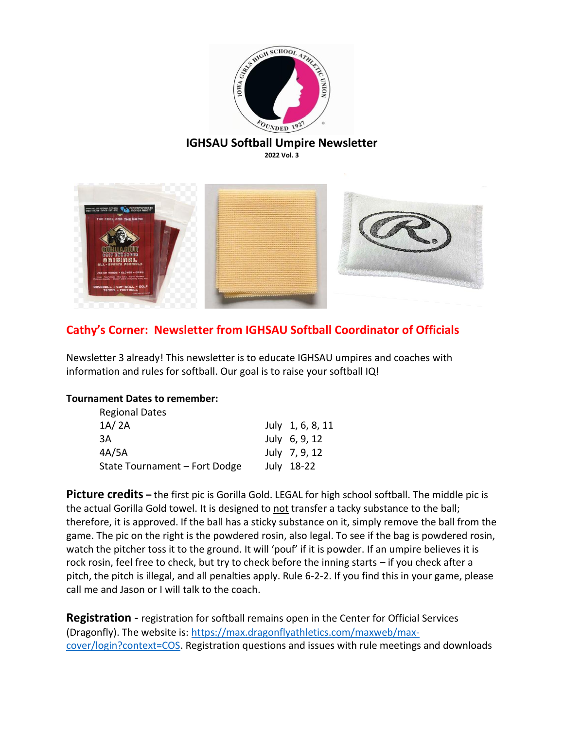# IGHSAU Softball Umpire Newsletter

**2022 Vol. 3**

## Cathy's Corner: Newsletter from IGHSAU Softball Coordinator of Officials

Newsletter 3 already! This newsletter is to educate IGHSAU umpires and coaches with information and rules for softball. Our goal is to raise your softball IQ!

**Tournament Dates to remember:**

| Regional Dates | |
|---|---|
| 1A/ 2A | July 1, 6, 8, 11 |
| 3A | July 6, 9, 12 |
| 4A/5A | July 7, 9, 12 |
| State Tournament – Fort Dodge | July 18-22 |

**Picture credits –** the first pic is Gorilla Gold. LEGAL for high school softball. The middle pic is the actual Gorilla Gold towel. It is designed to not transfer a tacky substance to the ball; therefore, it is approved. If the ball has a sticky substance on it, simply remove the ball from the game. The pic on the right is the powdered rosin, also legal. To see if the bag is powdered rosin, watch the pitcher toss it to the ground. It will 'pouf' if it is powder. If an umpire believes it is rock rosin, feel free to check, but try to check before the inning starts – if you check after a pitch, the pitch is illegal, and all penalties apply. Rule 6-2-2. If you find this in your game, please call me and Jason or I will talk to the coach.

**Registration -** registration for softball remains open in the Center for Official Services (Dragonfly). The website is: https://max.dragonflyathletics.com/maxweb/max-cover/login?context=COS. Registration questions and issues with rule meetings and downloads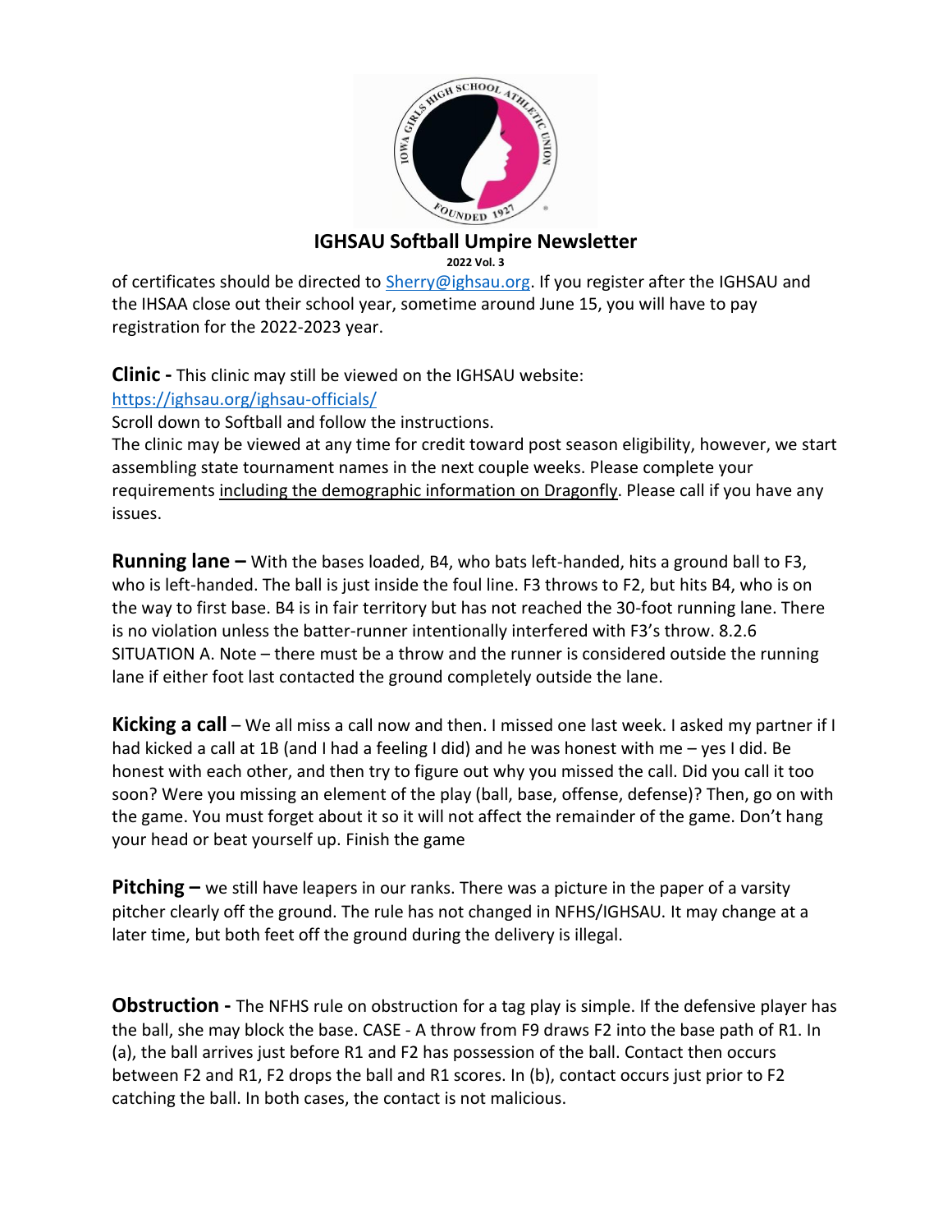of certificates should be directed to Sherry@ighsau.org. If you register after the IGHSAU and the IHSAA close out their school year, sometime around June 15, you will have to pay registration for the 2022-2023 year.

**Clinic -** This clinic may still be viewed on the IGHSAU website: https://ighsau.org/ighsau-officials/
Scroll down to Softball and follow the instructions.
The clinic may be viewed at any time for credit toward post season eligibility, however, we start assembling state tournament names in the next couple weeks. Please complete your requirements including the demographic information on Dragonfly. Please call if you have any issues.

**Running lane –** With the bases loaded, B4, who bats left-handed, hits a ground ball to F3, who is left-handed. The ball is just inside the foul line. F3 throws to F2, but hits B4, who is on the way to first base. B4 is in fair territory but has not reached the 30-foot running lane. There is no violation unless the batter-runner intentionally interfered with F3's throw. 8.2.6 SITUATION A. Note – there must be a throw and the runner is considered outside the running lane if either foot last contacted the ground completely outside the lane.

**Kicking a call** – We all miss a call now and then. I missed one last week. I asked my partner if I had kicked a call at 1B (and I had a feeling I did) and he was honest with me – yes I did. Be honest with each other, and then try to figure out why you missed the call. Did you call it too soon? Were you missing an element of the play (ball, base, offense, defense)? Then, go on with the game. You must forget about it so it will not affect the remainder of the game. Don't hang your head or beat yourself up. Finish the game

**Pitching –** we still have leapers in our ranks. There was a picture in the paper of a varsity pitcher clearly off the ground. The rule has not changed in NFHS/IGHSAU. It may change at a later time, but both feet off the ground during the delivery is illegal.

**Obstruction -** The NFHS rule on obstruction for a tag play is simple. If the defensive player has the ball, she may block the base. CASE - A throw from F9 draws F2 into the base path of R1. In (a), the ball arrives just before R1 and F2 has possession of the ball. Contact then occurs between F2 and R1, F2 drops the ball and R1 scores. In (b), contact occurs just prior to F2 catching the ball. In both cases, the contact is not malicious.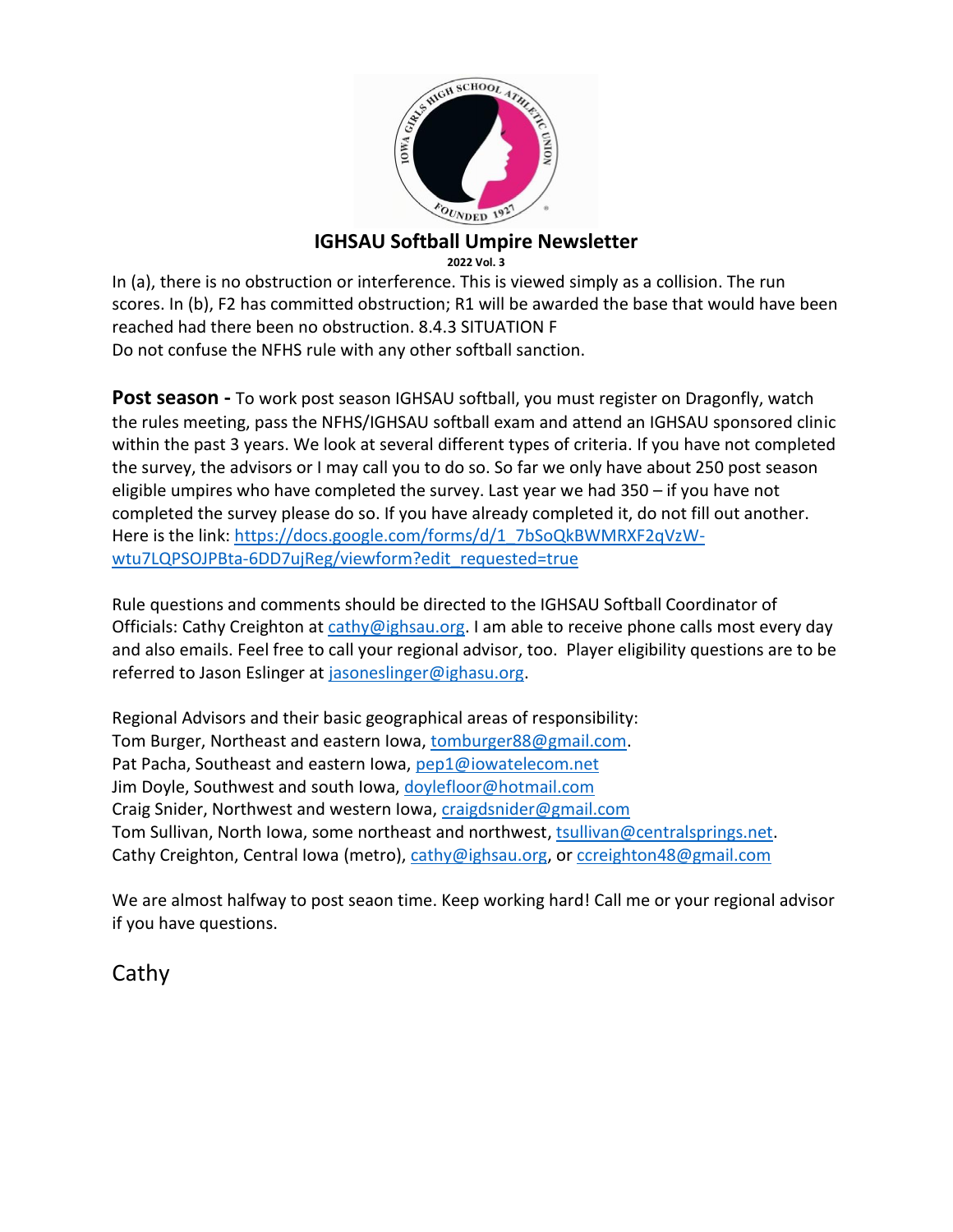# IGHSAU Softball Umpire Newsletter

**2022 Vol. 3**

In (a), there is no obstruction or interference. This is viewed simply as a collision. The run scores. In (b), F2 has committed obstruction; R1 will be awarded the base that would have been reached had there been no obstruction. 8.4.3 SITUATION F
Do not confuse the NFHS rule with any other softball sanction.

**Post season -** To work post season IGHSAU softball, you must register on Dragonfly, watch the rules meeting, pass the NFHS/IGHSAU softball exam and attend an IGHSAU sponsored clinic within the past 3 years. We look at several different types of criteria. If you have not completed the survey, the advisors or I may call you to do so. So far we only have about 250 post season eligible umpires who have completed the survey. Last year we had 350 – if you have not completed the survey please do so. If you have already completed it, do not fill out another. Here is the link: https://docs.google.com/forms/d/1_7bSoQkBWMRXF2qVzW-wtu7LQPSOJPBta-6DD7ujReg/viewform?edit_requested=true

Rule questions and comments should be directed to the IGHSAU Softball Coordinator of Officials: Cathy Creighton at cathy@ighsau.org. I am able to receive phone calls most every day and also emails. Feel free to call your regional advisor, too. Player eligibility questions are to be referred to Jason Eslinger at jasoneslinger@ighasu.org.

Regional Advisors and their basic geographical areas of responsibility:
Tom Burger, Northeast and eastern Iowa, tomburger88@gmail.com.
Pat Pacha, Southeast and eastern Iowa, pep1@iowatelecom.net
Jim Doyle, Southwest and south Iowa, doylefloor@hotmail.com
Craig Snider, Northwest and western Iowa, craigdsnider@gmail.com
Tom Sullivan, North Iowa, some northeast and northwest, tsullivan@centralsprings.net.
Cathy Creighton, Central Iowa (metro), cathy@ighsau.org, or ccreighton48@gmail.com

We are almost halfway to post seaon time. Keep working hard! Call me or your regional advisor if you have questions.

Cathy